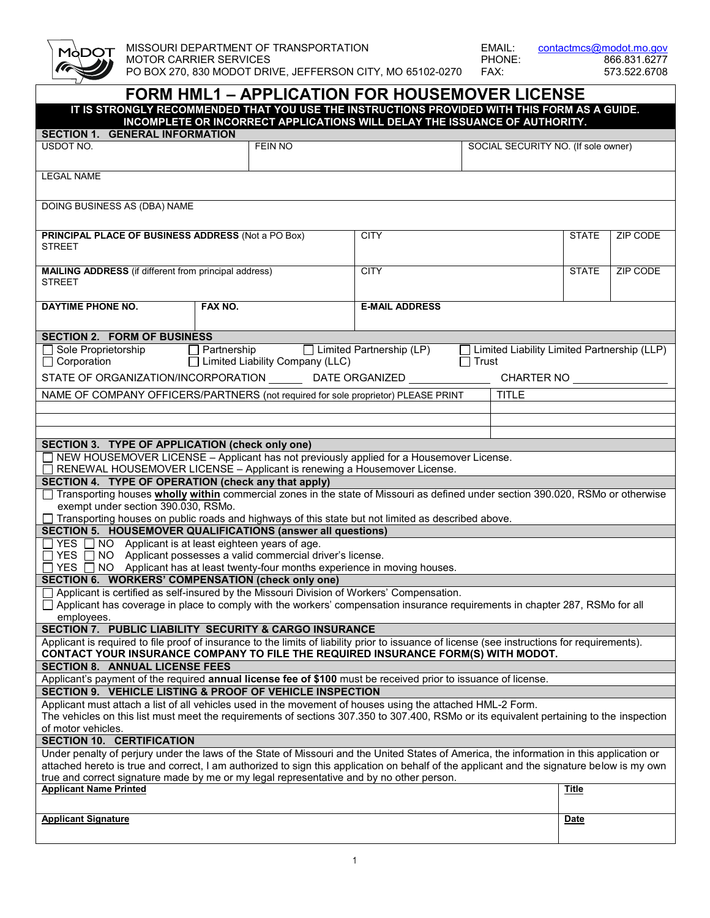MISSOURI DEPARTMENT OF TRANSPORTATION
MOTOR CARRIER SERVICES
PO BOX 270, 830 MODOT DRIVE, JEFFERSON CITY, MO 65102-0270

EMAIL: contactmcs@modot.mo.gov
PHONE: 866.831.6277
FAX: 573.522.6708

# FORM HML1 – APPLICATION FOR HOUSEMOVER LICENSE

**IT IS STRONGLY RECOMMENDED THAT YOU USE THE INSTRUCTIONS PROVIDED WITH THIS FORM AS A GUIDE. INCOMPLETE OR INCORRECT APPLICATIONS WILL DELAY THE ISSUANCE OF AUTHORITY.**

## SECTION 1. GENERAL INFORMATION

| USDOT NO. | FEIN NO | SOCIAL SECURITY NO. (If sole owner) |
|---|---|---|
| | | |

LEGAL NAME

DOING BUSINESS AS (DBA) NAME

| **PRINCIPAL PLACE OF BUSINESS ADDRESS** (Not a PO Box) STREET | CITY | STATE | ZIP CODE |
|---|---|---|---|
| **MAILING ADDRESS** (if different from principal address) STREET | CITY | STATE | ZIP CODE |

| **DAYTIME PHONE NO.** | **FAX NO.** | **E-MAIL ADDRESS** |
|---|---|---|
| | | |

## SECTION 2. FORM OF BUSINESS

☐ Sole Proprietorship ☐ Partnership ☐ Limited Partnership (LP) ☐ Limited Liability Limited Partnership (LLP)
☐ Corporation ☐ Limited Liability Company (LLC) ☐ Trust

STATE OF ORGANIZATION/INCORPORATION ______ DATE ORGANIZED ______________ CHARTER NO ________________

| NAME OF COMPANY OFFICERS/PARTNERS (not required for sole proprietor) PLEASE PRINT | TITLE |
|---|---|
| | |
| | |
| | |

## SECTION 3. TYPE OF APPLICATION (check only one)

☐ NEW HOUSEMOVER LICENSE – Applicant has not previously applied for a Housemover License.
☐ RENEWAL HOUSEMOVER LICENSE – Applicant is renewing a Housemover License.

## SECTION 4. TYPE OF OPERATION (check any that apply)

☐ Transporting houses **wholly within** commercial zones in the state of Missouri as defined under section 390.020, RSMo or otherwise exempt under section 390.030, RSMo.
☐ Transporting houses on public roads and highways of this state but not limited as described above.

## SECTION 5. HOUSEMOVER QUALIFICATIONS (answer all questions)

☐ YES ☐ NO Applicant is at least eighteen years of age.
☐ YES ☐ NO Applicant possesses a valid commercial driver's license.
☐ YES ☐ NO Applicant has at least twenty-four months experience in moving houses.

## SECTION 6. WORKERS' COMPENSATION (check only one)

☐ Applicant is certified as self-insured by the Missouri Division of Workers' Compensation.
☐ Applicant has coverage in place to comply with the workers' compensation insurance requirements in chapter 287, RSMo for all employees.

## SECTION 7. PUBLIC LIABILITY SECURITY & CARGO INSURANCE

Applicant is required to file proof of insurance to the limits of liability prior to issuance of license (see instructions for requirements).
**CONTACT YOUR INSURANCE COMPANY TO FILE THE REQUIRED INSURANCE FORM(S) WITH MODOT.**

## SECTION 8. ANNUAL LICENSE FEES

Applicant's payment of the required **annual license fee of $100** must be received prior to issuance of license.

## SECTION 9. VEHICLE LISTING & PROOF OF VEHICLE INSPECTION

Applicant must attach a list of all vehicles used in the movement of houses using the attached HML-2 Form.
The vehicles on this list must meet the requirements of sections 307.350 to 307.400, RSMo or its equivalent pertaining to the inspection of motor vehicles.

## SECTION 10. CERTIFICATION

Under penalty of perjury under the laws of the State of Missouri and the United States of America, the information in this application or attached hereto is true and correct, I am authorized to sign this application on behalf of the applicant and the signature below is my own true and correct signature made by me or my legal representative and by no other person.

| **Applicant Name Printed** | **Title** |
|---|---|
| **Applicant Signature** | **Date** |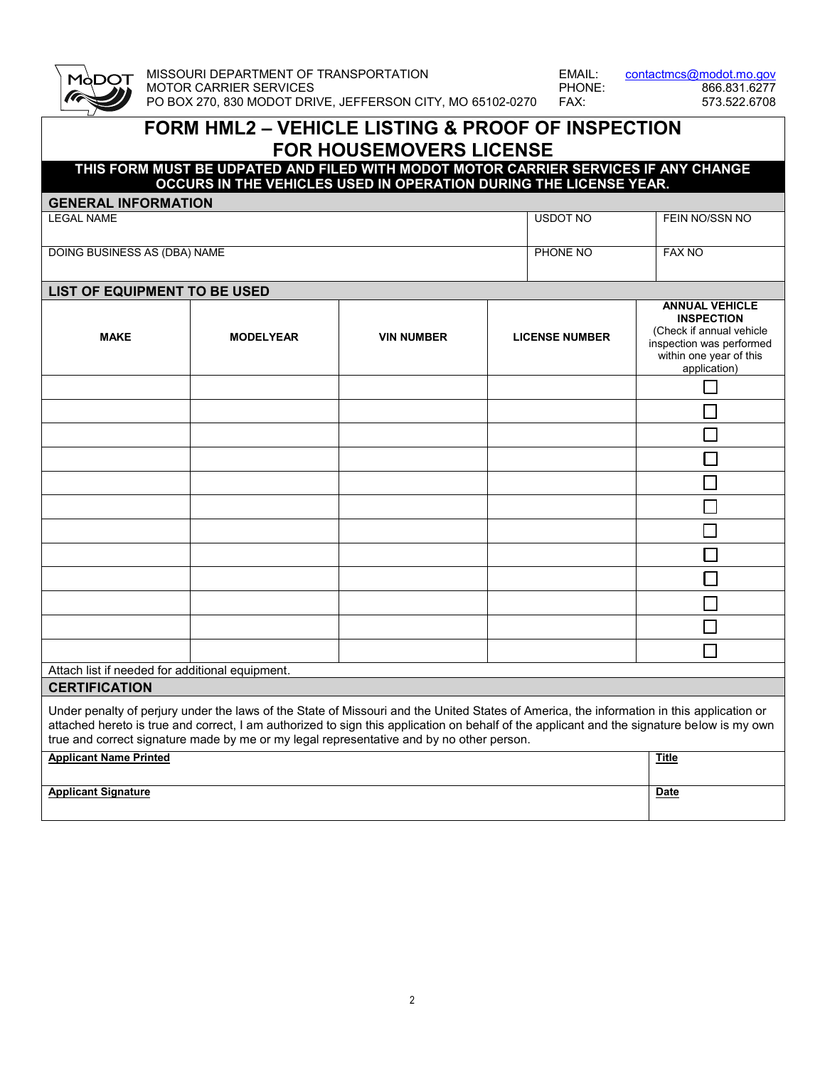MISSOURI DEPARTMENT OF TRANSPORTATION
MOTOR CARRIER SERVICES
PO BOX 270, 830 MODOT DRIVE, JEFFERSON CITY, MO 65102-0270

EMAIL: contactmcs@modot.mo.gov
PHONE: 866.831.6277
FAX: 573.522.6708

# FORM HML2 – VEHICLE LISTING & PROOF OF INSPECTION FOR HOUSEMOVERS LICENSE

**THIS FORM MUST BE UDPATED AND FILED WITH MODOT MOTOR CARRIER SERVICES IF ANY CHANGE OCCURS IN THE VEHICLES USED IN OPERATION DURING THE LICENSE YEAR.**

## GENERAL INFORMATION

| | | |
|---|---|---|
| LEGAL NAME | USDOT NO | FEIN NO/SSN NO |
| DOING BUSINESS AS (DBA) NAME | PHONE NO | FAX NO |

## LIST OF EQUIPMENT TO BE USED

| MAKE | MODELYEAR | VIN NUMBER | LICENSE NUMBER | ANNUAL VEHICLE INSPECTION (Check if annual vehicle inspection was performed within one year of this application) |
|---|---|---|---|---|
| | | | | ☐ |
| | | | | ☐ |
| | | | | ☐ |
| | | | | ☐ |
| | | | | ☐ |
| | | | | ☐ |
| | | | | ☐ |
| | | | | ☐ |
| | | | | ☐ |
| | | | | ☐ |
| | | | | ☐ |
| | | | | ☐ |

Attach list if needed for additional equipment.

## CERTIFICATION

Under penalty of perjury under the laws of the State of Missouri and the United States of America, the information in this application or attached hereto is true and correct, I am authorized to sign this application on behalf of the applicant and the signature below is my own true and correct signature made by me or my legal representative and by no other person.

| | |
|---|---|
| **Applicant Name Printed** | **Title** |
| **Applicant Signature** | **Date** |